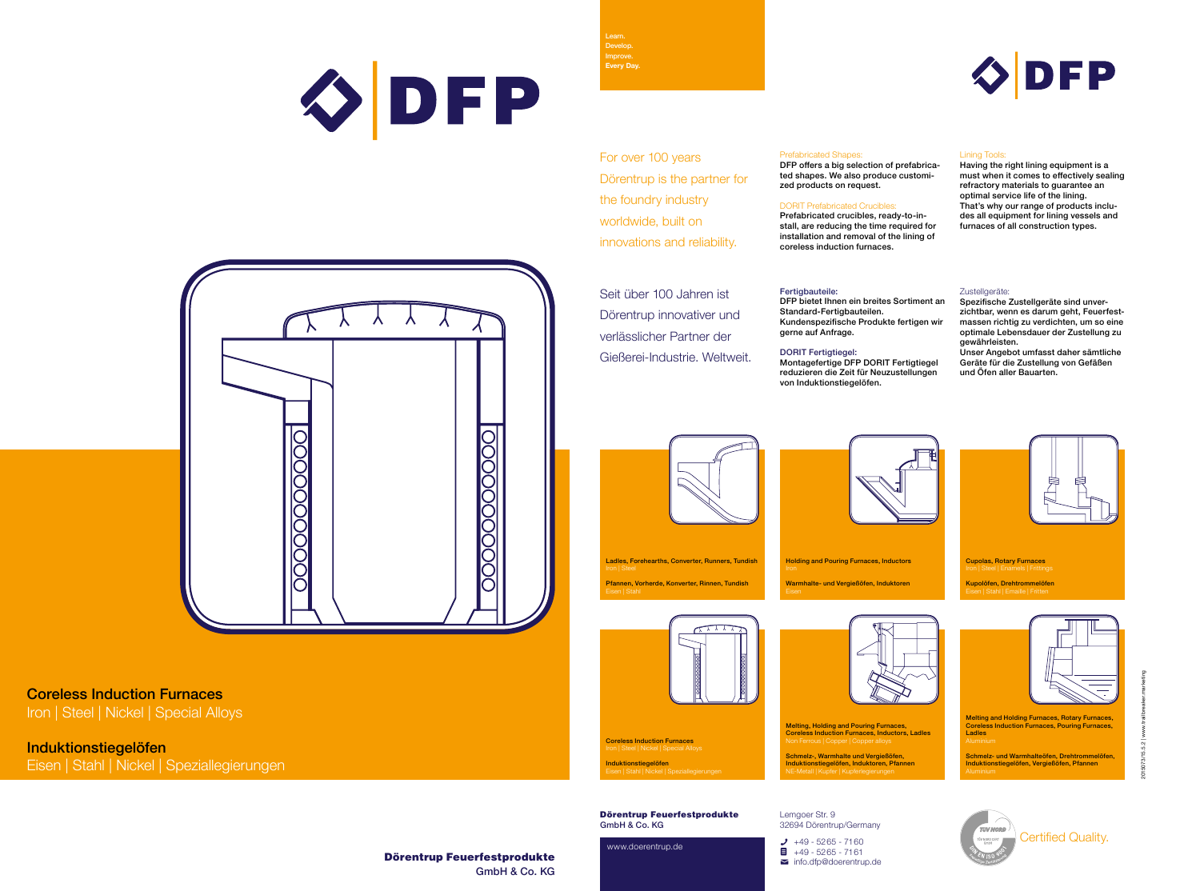# DFP

## Coreless Induction Furnaces

Iron | Steel | Nickel | Special Alloys

## Induktionstiegelöfen

Eisen | Stahl | Nickel | Speziallegierungen

**Dörentrup Feuerfestprodukte**
GmbH & Co. KG

Learn.
Develop.
Improve.
Every Day.

For over 100 years Dörentrup is the partner for the foundry industry worldwide, built on innovations and reliability.

Seit über 100 Jahren ist Dörentrup innovativer und verlässlicher Partner der Gießerei-Industrie. Weltweit.

Prefabricated Shapes:
DFP offers a big selection of prefabricated shapes. We also produce customized products on request.

DORIT Prefabricated Crucibles:
Prefabricated crucibles, ready-to-install, are reducing the time required for installation and removal of the lining of coreless induction furnaces.

**Fertigbauteile:**
DFP bietet Ihnen ein breites Sortiment an Standard-Fertigbauteilen. Kundenspezifische Produkte fertigen wir gerne auf Anfrage.

**DORIT Fertigtiegel:**
Montagefertige DFP DORIT Fertigtiegel reduzieren die Zeit für Neuzustellungen von Induktionstiegelöfen.

Lining Tools:
Having the right lining equipment is a must when it comes to effectively sealing refractory materials to guarantee an optimal service life of the lining. That's why our range of products includes all equipment for lining vessels and furnaces of all construction types.

Zustellgeräte:
Spezifische Zustellgeräte sind unverzichtbar, wenn es darum geht, Feuerfestmassen richtig zu verdichten, um so eine optimale Lebensdauer der Zustellung zu gewährleisten.
Unser Angebot umfasst daher sämtliche Geräte für die Zustellung von Gefäßen und Öfen aller Bauarten.

**Ladles, Forehearths, Converter, Runners, Tundish**
Iron | Steel

**Pfannen, Vorherde, Konverter, Rinnen, Tundish**
Eisen | Stahl

**Holding and Pouring Furnaces, Inductors**
Iron

**Warmhalte- und Vergießöfen, Induktoren**
Eisen

**Cupolas, Rotary Furnaces**
Iron | Steel | Enamels | Frittings

**Kupolöfen, Drehtrommelöfen**
Eisen | Stahl | Emaille | Fritten

**Coreless Induction Furnaces**
Iron | Steel | Nickel | Special Alloys

**Induktionstiegelöfen**
Eisen | Stahl | Nickel | Speziallegierungen

**Melting, Holding and Pouring Furnaces, Coreless Induction Furnaces, Inductors, Ladles**
Non Ferrous | Copper | Copper alloys

**Schmelz-, Warmhalte und Vergießöfen, Induktionstiegelöfen, Induktoren, Pfannen**
NE-Metall | Kupfer | Kupferlegierungen

**Melting and Holding Furnaces, Rotary Furnaces, Coreless Induction Furnaces, Pouring Furnaces, Ladles**
Aluminium

**Schmelz- und Warmhalteöfen, Drehtrommelöfen, Induktionstiegelöfen, Vergießöfen, Pfannen**
Aluminium

**Dörentrup Feuerfestprodukte**
GmbH & Co. KG

www.doerentrup.de

Lemgoer Str. 9
32694 Dörentrup/Germany

+49 - 5265 - 7160
+49 - 5265 - 7161
info.dfp@doerentrup.de

Certified Quality.

2015073/15.5.2 | www.trailbreaker.marketing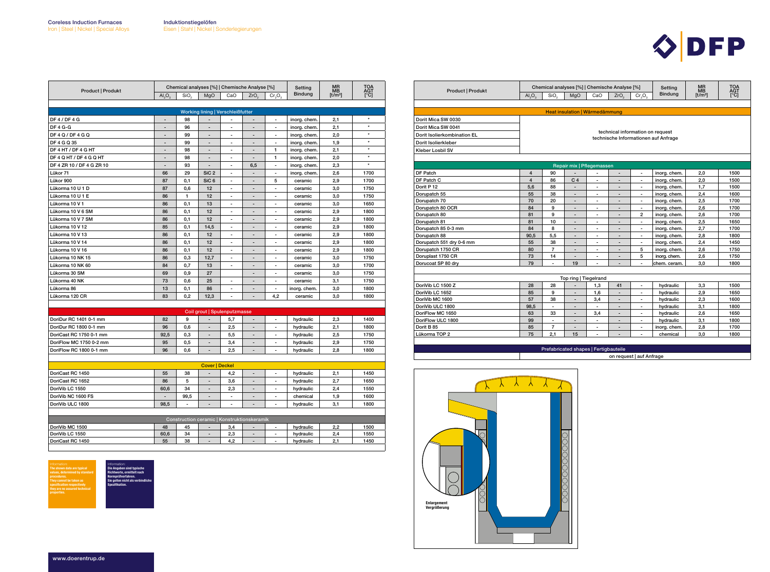Coreless Induction Furnaces
Iron | Steel | Nickel | Special Alloys

Induktionstiegelöfen
Eisen | Stahl | Nickel | Sonderlegierungen

| Product \| Produkt | Chemical analyses [%] \| Chemische Analyse [%] | | | | | | Setting Bindung | MR MB [t/m³] | TOA AGT [°C] |
|---|---|---|---|---|---|---|---|---|---|
| | $Al_2O_3$ | $SiO_2$ | MgO | CaO | $ZrO_2$ | $Cr_2O_3$ | | | |
| **Working lining \| Verschleißfutter** | | | | | | | | | |
| DF 4 / DF 4 G | - | 98 | - | - | - | - | inorg. chem. | 2,1 | * |
| DF 4 G-G | - | 96 | - | - | - | - | inorg. chem. | 2,1 | * |
| DF 4 Q / DF 4 G Q | - | 99 | - | - | - | - | inorg. chem. | 2,0 | * |
| DF 4 G Q 35 | - | 99 | - | - | - | - | inorg. chem. | 1,9 | * |
| DF 4 HT / DF 4 G HT | - | 98 | - | - | - | 1 | inorg. chem. | 2,1 | * |
| DF 4 Q HT / DF 4 G Q HT | - | 98 | - | - | - | 1 | inorg. chem. | 2,0 | * |
| DF 4 ZR 10 / DF 4 G ZR 10 | - | 93 | - | - | 6,5 | - | inorg. chem. | 2,3 | * |
| Lükor 71 | 66 | 29 | SiC 2 | - | - | - | inorg. chem. | 2,6 | 1700 |
| Lükor 900 | 87 | 0,1 | SiC 6 | - | - | 5 | ceramic | 2,9 | 1700 |
| Lükorma 10 U 1 D | 87 | 0,6 | 12 | - | - | - | ceramic | 3,0 | 1750 |
| Lükorma 10 U 1 E | 86 | 1 | 12 | - | - | - | ceramic | 3,0 | 1750 |
| Lükorma 10 V 1 | 86 | 0,1 | 13 | - | - | - | ceramic | 3,0 | 1650 |
| Lükorma 10 V 6 SM | 86 | 0,1 | 12 | - | - | - | ceramic | 2,9 | 1800 |
| Lükorma 10 V 7 SM | 86 | 0,1 | 12 | - | - | - | ceramic | 2,9 | 1800 |
| Lükorma 10 V 12 | 85 | 0,1 | 14,5 | - | - | - | ceramic | 2,9 | 1800 |
| Lükorma 10 V 13 | 86 | 0,1 | 12 | - | - | - | ceramic | 2,9 | 1800 |
| Lükorma 10 V 14 | 86 | 0,1 | 12 | - | - | - | ceramic | 2,9 | 1800 |
| Lükorma 10 V 16 | 86 | 0,1 | 12 | - | - | - | ceramic | 2,9 | 1800 |
| Lükorma 10 NK 15 | 86 | 0,3 | 12,7 | - | - | - | ceramic | 3,0 | 1750 |
| Lükorma 10 NK 60 | 84 | 0,7 | 13 | - | - | - | ceramic | 3,0 | 1700 |
| Lükorma 30 SM | 69 | 0,9 | 27 | | - | - | ceramic | 3,0 | 1750 |
| Lükorma 40 NK | 73 | 0,6 | 25 | - | - | - | ceramic | 3,1 | 1750 |
| Lükorma 86 | 13 | 0,1 | 86 | - | - | - | inorg. chem. | 3,0 | 1800 |
| Lükorma 120 CR | 83 | 0,2 | 12,3 | - | - | 4,2 | ceramic | 3,0 | 1800 |
| **Coil grout \| Spulenputzmasse** | | | | | | | | | |
| DoriDur RC 1401 0-1 mm | 82 | 9 | - | 5,7 | - | - | hydraulic | 2,3 | 1400 |
| DoriDur RC 1800 0-1 mm | 96 | 0,6 | - | 2,5 | - | - | hydraulic | 2,1 | 1800 |
| DoriCast RC 1750 0-1 mm | 92,5 | 0,3 | - | 5,5 | - | - | hydraulic | 2,5 | 1750 |
| DoriFlow MC 1750 0-2 mm | 95 | 0,5 | - | 3,4 | - | - | hydraulic | 2,9 | 1750 |
| DoriFlow RC 1800 0-1 mm | 96 | 0,6 | - | 2,5 | - | - | hydraulic | 2,8 | 1800 |
| **Cover \| Deckel** | | | | | | | | | |
| DoriCast RC 1450 | 55 | 38 | - | 4,2 | - | - | hydraulic | 2,1 | 1450 |
| DoriCast RC 1652 | 86 | 5 | - | 3,6 | - | - | hydraulic | 2,7 | 1650 |
| DoriVib LC 1550 | 60,6 | 34 | - | 2,3 | - | - | hydraulic | 2,4 | 1550 |
| DoriVib NC 1600 FS | - | 99,5 | - | - | - | - | chemical | 1,9 | 1600 |
| DoriVib ULC 1800 | 98,5 | - | - | - | - | - | hydraulic | 3,1 | 1800 |
| **Construction ceramic \| Konstruktionskeramik** | | | | | | | | | |
| DoriVib MC 1500 | 48 | 45 | - | 3,4 | - | - | hydraulic | 2,2 | 1500 |
| DoriVib LC 1550 | 60,6 | 34 | - | 2,3 | - | - | hydraulic | 2,4 | 1550 |
| DoriCast RC 1450 | 55 | 38 | - | 4,2 | - | - | hydraulic | 2,1 | 1450 |

Information:
The shown data are typical values, determined by standard procedures.
They cannot be taken as specification respectively they are no assured technical properties.

Information:
Die Angaben sind typische Richtwerte, ermittelt nach Normprüfverfahren.
Sie gelten nicht als verbindliche Spezifikation.

| Product \| Produkt | Chemical analyses [%] \| Chemische Analyse [%] | | | | | | Setting Bindung | MR MB [t/m³] | TOA AGT [°C] |
|---|---|---|---|---|---|---|---|---|---|
| | $Al_2O_3$ | $SiO_2$ | MgO | CaO | $ZrO_2$ | $Cr_2O_3$ | | | |
| **Heat insulation \| Wärmedämmung** | | | | | | | | | |
| Dorit Mica SW 0030 | technical information on request / technische Informationen auf Anfrage | | | | | | | | |
| Dorit Mica SW 0041 | | | | | | | | | |
| Dorit Isolierkombination EL | | | | | | | | | |
| Dorit Isolierkleber | | | | | | | | | |
| Kleber Losbil SV | | | | | | | | | |
| **Repair mix \| Pflegemassen** | | | | | | | | | |
| DF Patch | 4 | 90 | - | - | - | - | inorg. chem. | 2,0 | 1500 |
| DF Patch C | 4 | 86 | C 4 | - | - | - | inorg. chem. | 2,0 | 1500 |
| Dorit P 12 | 5,6 | 88 | - | - | - | - | inorg. chem. | 1,7 | 1500 |
| Dorupatch 55 | 55 | 38 | - | - | - | - | inorg. chem. | 2,4 | 1600 |
| Dorupatch 70 | 70 | 20 | - | - | - | - | inorg. chem. | 2,5 | 1700 |
| Dorupatch 80 OCR | 84 | 9 | - | - | - | - | inorg. chem. | 2,6 | 1700 |
| Dorupatch 80 | 81 | 9 | - | - | - | 2 | inorg. chem. | 2,6 | 1700 |
| Dorupatch 81 | 81 | 10 | - | - | - | - | inorg. chem. | 2,5 | 1650 |
| Dorupatch 85 0-3 mm | 84 | 8 | - | - | - | - | inorg. chem. | 2,7 | 1700 |
| Dorupatch 88 | 90,5 | 5,5 | - | - | - | - | inorg. chem. | 2,8 | 1800 |
| Dorupatch 551 dry 0-6 mm | 55 | 38 | - | - | - | - | inorg. chem. | 2,4 | 1450 |
| Dorupatch 1750 CR | 80 | 7 | - | - | - | 5 | inorg. chem. | 2,6 | 1750 |
| Doruplast 1750 CR | 73 | 14 | - | - | - | 5 | inorg. chem. | 2,6 | 1750 |
| Dorucoat SP 80 dry | 79 | - | 19 | - | - | - | chem. ceram. | 3,0 | 1800 |
| **Top ring \| Tiegelrand** | | | | | | | | | |
| DoriVib LC 1500 Z | 28 | 28 | - | 1,3 | 41 | - | hydraulic | 3,3 | 1500 |
| DoriVib LC 1652 | 85 | 9 | - | 1,6 | - | - | hydraulic | 2,9 | 1650 |
| DoriVib MC 1600 | 57 | 38 | - | 3,4 | - | - | hydraulic | 2,3 | 1600 |
| DoriVib ULC 1800 | 98,5 | - | - | - | - | - | hydraulic | 3,1 | 1800 |
| DoriFlow MC 1650 | 63 | 33 | - | 3,4 | - | - | hydraulic | 2,6 | 1650 |
| DoriFlow ULC 1800 | 99 | - | - | - | - | - | hydraulic | 3,1 | 1800 |
| Dorit B 85 | 85 | 7 | - | - | - | - | inorg. chem. | 2,8 | 1700 |
| Lükorma TOP 2 | 75 | 2,1 | 15 | - | - | - | chemical | 3,0 | 1800 |
| **Prefabricated shapes \| Fertigbauteile** | | | | | | | | | |
| | on request \| auf Anfrage | | | | | | | | |

Enlargement
Vergrößerung

www.doerentrup.de